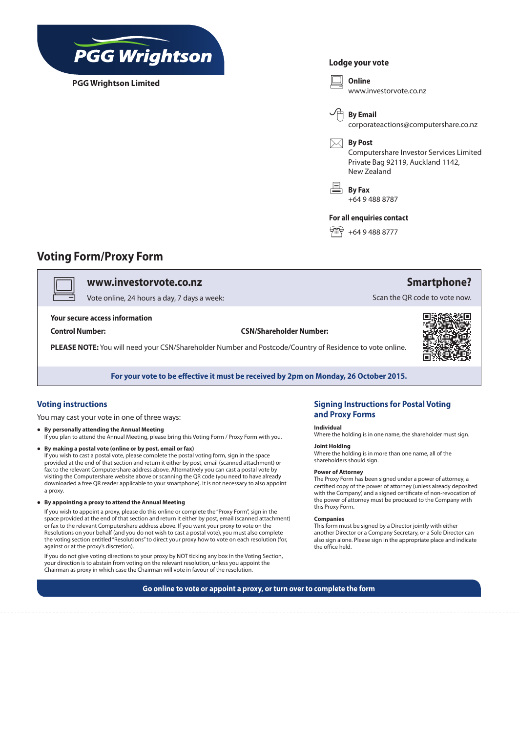PGG Wrightson

**PGG Wrightson Limited**

**Lodge your vote**

**Online**
www.investorvote.co.nz

**By Email**
corporateactions@computershare.co.nz

**By Post**
Computershare Investor Services Limited
Private Bag 92119, Auckland 1142,
New Zealand

**By Fax**
+64 9 488 8787

**For all enquiries contact**
+64 9 488 8777

# Voting Form/Proxy Form

**www.investorvote.co.nz**
Vote online, 24 hours a day, 7 days a week:

**Smartphone?**
Scan the QR code to vote now.

**Your secure access information**

**Control Number:**

**CSN/Shareholder Number:**

**PLEASE NOTE:** You will need your CSN/Shareholder Number and Postcode/Country of Residence to vote online.

**For your vote to be effective it must be received by 2pm on Monday, 26 October 2015.**

## Voting instructions

You may cast your vote in one of three ways:

- **By personally attending the Annual Meeting**
  If you plan to attend the Annual Meeting, please bring this Voting Form / Proxy Form with you.
- **By making a postal vote (online or by post, email or fax)**
  If you wish to cast a postal vote, please complete the postal voting form, sign in the space provided at the end of that section and return it either by post, email (scanned attachment) or fax to the relevant Computershare address above. Alternatively you can cast a postal vote by visiting the Computershare website above or scanning the QR code (you need to have already downloaded a free QR reader applicable to your smartphone). It is not necessary to also appoint a proxy.
- **By appointing a proxy to attend the Annual Meeting**
  If you wish to appoint a proxy, please do this online or complete the "Proxy Form", sign in the space provided at the end of that section and return it either by post, email (scanned attachment) or fax to the relevant Computershare address above. If you want your proxy to vote on the Resolutions on your behalf (and you do not wish to cast a postal vote), you must also complete the voting section entitled "Resolutions" to direct your proxy how to vote on each resolution (for, against or at the proxy's discretion).

  If you do not give voting directions to your proxy by NOT ticking any box in the Voting Section, your direction is to abstain from voting on the relevant resolution, unless you appoint the Chairman as proxy in which case the Chairman will vote in favour of the resolution.

## Signing Instructions for Postal Voting and Proxy Forms

**Individual**
Where the holding is in one name, the shareholder must sign.

**Joint Holding**
Where the holding is in more than one name, all of the shareholders should sign.

**Power of Attorney**
The Proxy Form has been signed under a power of attorney, a certified copy of the power of attorney (unless already deposited with the Company) and a signed certificate of non-revocation of the power of attorney must be produced to the Company with this Proxy Form.

**Companies**
This form must be signed by a Director jointly with either another Director or a Company Secretary, or a Sole Director can also sign alone. Please sign in the appropriate place and indicate the office held.

**Go online to vote or appoint a proxy, or turn over to complete the form**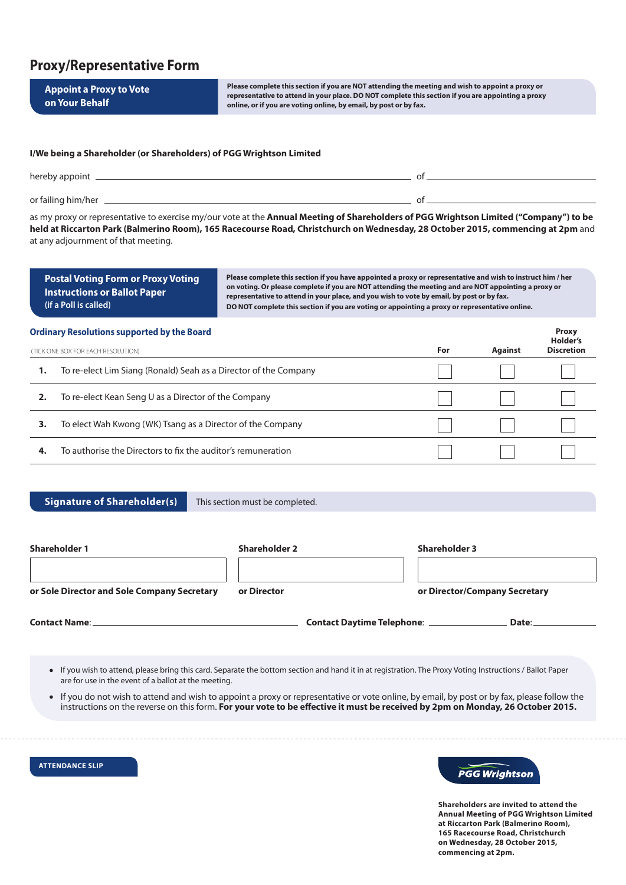# Proxy/Representative Form

## Appoint a Proxy to Vote on Your Behalf

**Please complete this section if you are NOT attending the meeting and wish to appoint a proxy or representative to attend in your place. DO NOT complete this section if you are appointing a proxy online, or if you are voting online, by email, by post or by fax.**

**I/We being a Shareholder (or Shareholders) of PGG Wrightson Limited**

hereby appoint ______________________________ of ______________________________

or failing him/her ______________________________ of ______________________________

as my proxy or representative to exercise my/our vote at the **Annual Meeting of Shareholders of PGG Wrightson Limited ("Company") to be held at Riccarton Park (Balmerino Room), 165 Racecourse Road, Christchurch on Wednesday, 28 October 2015, commencing at 2pm** and at any adjournment of that meeting.

## Postal Voting Form or Proxy Voting Instructions or Ballot Paper (if a Poll is called)

**Please complete this section if you have appointed a proxy or representative and wish to instruct him / her on voting. Or please complete if you are NOT attending the meeting and are NOT appointing a proxy or representative to attend in your place, and you wish to vote by email, by post or by fax.**
**DO NOT complete this section if you are voting or appointing a proxy or representative online.**

### Ordinary Resolutions supported by the Board

(TICK ONE BOX FOR EACH RESOLUTION)

| | | For | Against | Proxy Holder's Discretion |
|---|---|---|---|---|
| **1.** | To re-elect Lim Siang (Ronald) Seah as a Director of the Company | ☐ | ☐ | ☐ |
| **2.** | To re-elect Kean Seng U as a Director of the Company | ☐ | ☐ | ☐ |
| **3.** | To elect Wah Kwong (WK) Tsang as a Director of the Company | ☐ | ☐ | ☐ |
| **4.** | To authorise the Directors to fix the auditor's remuneration | ☐ | ☐ | ☐ |

## Signature of Shareholder(s)

This section must be completed.

| **Shareholder 1** | **Shareholder 2** | **Shareholder 3** |
|---|---|---|
| | | |
| **or Sole Director and Sole Company Secretary** | **or Director** | **or Director/Company Secretary** |

**Contact Name:** ______________________ **Contact Daytime Telephone:** ______________ **Date:** ____________

- If you wish to attend, please bring this card. Separate the bottom section and hand it in at registration. The Proxy Voting Instructions / Ballot Paper are for use in the event of a ballot at the meeting.
- If you do not wish to attend and wish to appoint a proxy or representative or vote online, by email, by post or by fax, please follow the instructions on the reverse on this form. **For your vote to be effective it must be received by 2pm on Monday, 26 October 2015.**

---

**ATTENDANCE SLIP**

PGG Wrightson

**Shareholders are invited to attend the Annual Meeting of PGG Wrightson Limited at Riccarton Park (Balmerino Room), 165 Racecourse Road, Christchurch on Wednesday, 28 October 2015, commencing at 2pm.**